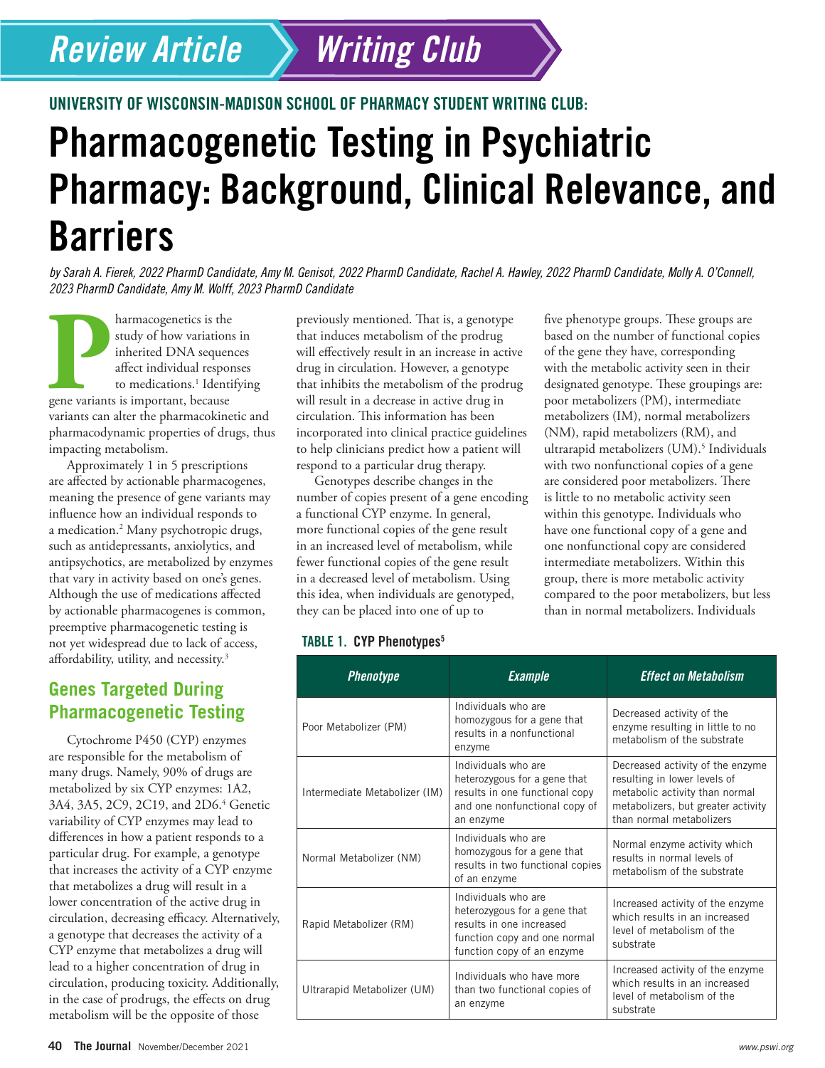Review Article | Writing Club

UNIVERSITY OF WISCONSIN-MADISON SCHOOL OF PHARMACY STUDENT WRITING CLUB:

# Pharmacogenetic Testing in Psychiatric Pharmacy: Background, Clinical Relevance, and Barriers

*by Sarah A. Fierek, 2022 PharmD Candidate, Amy M. Genisot, 2022 PharmD Candidate, Rachel A. Hawley, 2022 PharmD Candidate, Molly A. O'Connell, 2023 PharmD Candidate, Amy M. Wolff, 2023 PharmD Candidate*

Pharmacogenetics is the study of how variations in inherited DNA sequences affect individual responses to medications.[1] Identifying gene variants is important, because variants can alter the pharmacokinetic and pharmacodynamic properties of drugs, thus impacting metabolism.

Approximately 1 in 5 prescriptions are affected by actionable pharmacogenes, meaning the presence of gene variants may influence how an individual responds to a medication.[2] Many psychotropic drugs, such as antidepressants, anxiolytics, and antipsychotics, are metabolized by enzymes that vary in activity based on one's genes. Although the use of medications affected by actionable pharmacogenes is common, preemptive pharmacogenetic testing is not yet widespread due to lack of access, affordability, utility, and necessity.[3]

## Genes Targeted During Pharmacogenetic Testing

Cytochrome P450 (CYP) enzymes are responsible for the metabolism of many drugs. Namely, 90% of drugs are metabolized by six CYP enzymes: 1A2, 3A4, 3A5, 2C9, 2C19, and 2D6.[4] Genetic variability of CYP enzymes may lead to differences in how a patient responds to a particular drug. For example, a genotype that increases the activity of a CYP enzyme that metabolizes a drug will result in a lower concentration of the active drug in circulation, decreasing efficacy. Alternatively, a genotype that decreases the activity of a CYP enzyme that metabolizes a drug will lead to a higher concentration of drug in circulation, producing toxicity. Additionally, in the case of prodrugs, the effects on drug metabolism will be the opposite of those previously mentioned. That is, a genotype that induces metabolism of the prodrug will effectively result in an increase in active drug in circulation. However, a genotype that inhibits the metabolism of the prodrug will result in a decrease in active drug in circulation. This information has been incorporated into clinical practice guidelines to help clinicians predict how a patient will respond to a particular drug therapy.

Genotypes describe changes in the number of copies present of a gene encoding a functional CYP enzyme. In general, more functional copies of the gene result in an increased level of metabolism, while fewer functional copies of the gene result in a decreased level of metabolism. Using this idea, when individuals are genotyped, they can be placed into one of up to five phenotype groups. These groups are based on the number of functional copies of the gene they have, corresponding with the metabolic activity seen in their designated genotype. These groupings are: poor metabolizers (PM), intermediate metabolizers (IM), normal metabolizers (NM), rapid metabolizers (RM), and ultrarapid metabolizers (UM).[5] Individuals with two nonfunctional copies of a gene are considered poor metabolizers. There is little to no metabolic activity seen within this genotype. Individuals who have one functional copy of a gene and one nonfunctional copy are considered intermediate metabolizers. Within this group, there is more metabolic activity compared to the poor metabolizers, but less than in normal metabolizers. Individuals

**TABLE 1. CYP Phenotypes[5]**

| Phenotype | Example | Effect on Metabolism |
|---|---|---|
| Poor Metabolizer (PM) | Individuals who are homozygous for a gene that results in a nonfunctional enzyme | Decreased activity of the enzyme resulting in little to no metabolism of the substrate |
| Intermediate Metabolizer (IM) | Individuals who are heterozygous for a gene that results in one functional copy and one nonfunctional copy of an enzyme | Decreased activity of the enzyme resulting in lower levels of metabolic activity than normal metabolizers, but greater activity than normal metabolizers |
| Normal Metabolizer (NM) | Individuals who are homozygous for a gene that results in two functional copies of an enzyme | Normal enzyme activity which results in normal levels of metabolism of the substrate |
| Rapid Metabolizer (RM) | Individuals who are heterozygous for a gene that results in one increased function copy and one normal function copy of an enzyme | Increased activity of the enzyme which results in an increased level of metabolism of the substrate |
| Ultrarapid Metabolizer (UM) | Individuals who have more than two functional copies of an enzyme | Increased activity of the enzyme which results in an increased level of metabolism of the substrate |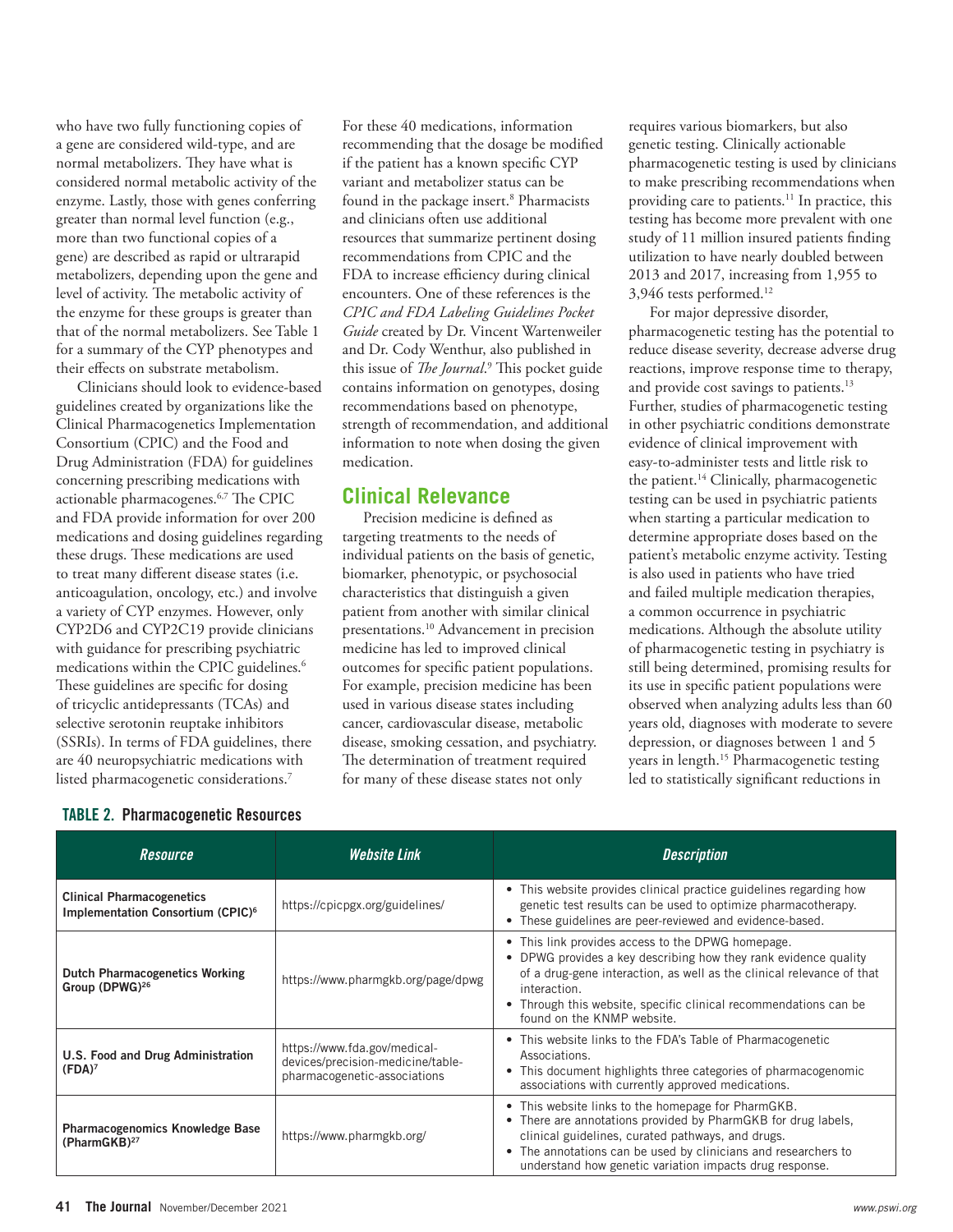who have two fully functioning copies of a gene are considered wild-type, and are normal metabolizers. They have what is considered normal metabolic activity of the enzyme. Lastly, those with genes conferring greater than normal level function (e.g., more than two functional copies of a gene) are described as rapid or ultrarapid metabolizers, depending upon the gene and level of activity. The metabolic activity of the enzyme for these groups is greater than that of the normal metabolizers. See Table 1 for a summary of the CYP phenotypes and their effects on substrate metabolism.

Clinicians should look to evidence-based guidelines created by organizations like the Clinical Pharmacogenetics Implementation Consortium (CPIC) and the Food and Drug Administration (FDA) for guidelines concerning prescribing medications with actionable pharmacogenes.[6,7] The CPIC and FDA provide information for over 200 medications and dosing guidelines regarding these drugs. These medications are used to treat many different disease states (i.e. anticoagulation, oncology, etc.) and involve a variety of CYP enzymes. However, only CYP2D6 and CYP2C19 provide clinicians with guidance for prescribing psychiatric medications within the CPIC guidelines.[6] These guidelines are specific for dosing of tricyclic antidepressants (TCAs) and selective serotonin reuptake inhibitors (SSRIs). In terms of FDA guidelines, there are 40 neuropsychiatric medications with listed pharmacogenetic considerations.[7]

For these 40 medications, information recommending that the dosage be modified if the patient has a known specific CYP variant and metabolizer status can be found in the package insert.[8] Pharmacists and clinicians often use additional resources that summarize pertinent dosing recommendations from CPIC and the FDA to increase efficiency during clinical encounters. One of these references is the *CPIC and FDA Labeling Guidelines Pocket Guide* created by Dr. Vincent Wartenweiler and Dr. Cody Wenthur, also published in this issue of *The Journal*.[9] This pocket guide contains information on genotypes, dosing recommendations based on phenotype, strength of recommendation, and additional information to note when dosing the given medication.

## Clinical Relevance

Precision medicine is defined as targeting treatments to the needs of individual patients on the basis of genetic, biomarker, phenotypic, or psychosocial characteristics that distinguish a given patient from another with similar clinical presentations.[10] Advancement in precision medicine has led to improved clinical outcomes for specific patient populations. For example, precision medicine has been used in various disease states including cancer, cardiovascular disease, metabolic disease, smoking cessation, and psychiatry. The determination of treatment required for many of these disease states not only requires various biomarkers, but also genetic testing. Clinically actionable pharmacogenetic testing is used by clinicians to make prescribing recommendations when providing care to patients.[11] In practice, this testing has become more prevalent with one study of 11 million insured patients finding utilization to have nearly doubled between 2013 and 2017, increasing from 1,955 to 3,946 tests performed.[12]

For major depressive disorder, pharmacogenetic testing has the potential to reduce disease severity, decrease adverse drug reactions, improve response time to therapy, and provide cost savings to patients.[13] Further, studies of pharmacogenetic testing in other psychiatric conditions demonstrate evidence of clinical improvement with easy-to-administer tests and little risk to the patient.[14] Clinically, pharmacogenetic testing can be used in psychiatric patients when starting a particular medication to determine appropriate doses based on the patient's metabolic enzyme activity. Testing is also used in patients who have tried and failed multiple medication therapies, a common occurrence in psychiatric medications. Although the absolute utility of pharmacogenetic testing in psychiatry is still being determined, promising results for its use in specific patient populations were observed when analyzing adults less than 60 years old, diagnoses with moderate to severe depression, or diagnoses between 1 and 5 years in length.[15] Pharmacogenetic testing led to statistically significant reductions in

**TABLE 2. Pharmacogenetic Resources**

| *Resource* | *Website Link* | *Description* |
|---|---|---|
| **Clinical Pharmacogenetics Implementation Consortium (CPIC)[6]** | https://cpicpgx.org/guidelines/ | • This website provides clinical practice guidelines regarding how genetic test results can be used to optimize pharmacotherapy. • These guidelines are peer-reviewed and evidence-based. |
| **Dutch Pharmacogenetics Working Group (DPWG)[26]** | https://www.pharmgkb.org/page/dpwg | • This link provides access to the DPWG homepage. • DPWG provides a key describing how they rank evidence quality of a drug-gene interaction, as well as the clinical relevance of that interaction. • Through this website, specific clinical recommendations can be found on the KNMP website. |
| **U.S. Food and Drug Administration (FDA)[7]** | https://www.fda.gov/medical-devices/precision-medicine/table-pharmacogenetic-associations | • This website links to the FDA's Table of Pharmacogenetic Associations. • This document highlights three categories of pharmacogenomic associations with currently approved medications. |
| **Pharmacogenomics Knowledge Base (PharmGKB)[27]** | https://www.pharmgkb.org/ | • This website links to the homepage for PharmGKB. • There are annotations provided by PharmGKB for drug labels, clinical guidelines, curated pathways, and drugs. • The annotations can be used by clinicians and researchers to understand how genetic variation impacts drug response. |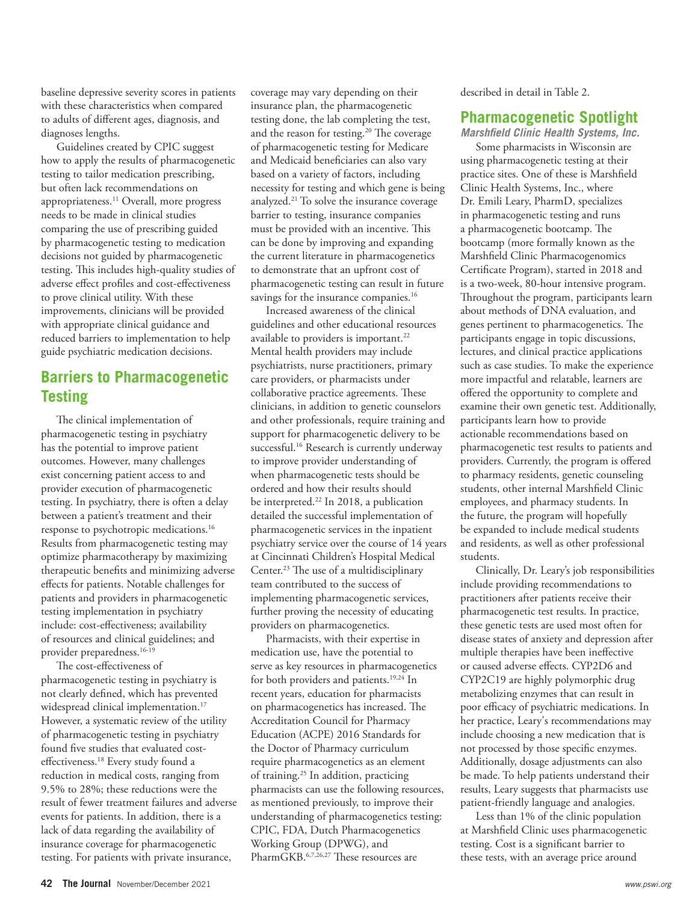baseline depressive severity scores in patients with these characteristics when compared to adults of different ages, diagnosis, and diagnoses lengths.

Guidelines created by CPIC suggest how to apply the results of pharmacogenetic testing to tailor medication prescribing, but often lack recommendations on appropriateness.[11] Overall, more progress needs to be made in clinical studies comparing the use of prescribing guided by pharmacogenetic testing to medication decisions not guided by pharmacogenetic testing. This includes high-quality studies of adverse effect profiles and cost-effectiveness to prove clinical utility. With these improvements, clinicians will be provided with appropriate clinical guidance and reduced barriers to implementation to help guide psychiatric medication decisions.

## Barriers to Pharmacogenetic Testing

The clinical implementation of pharmacogenetic testing in psychiatry has the potential to improve patient outcomes. However, many challenges exist concerning patient access to and provider execution of pharmacogenetic testing. In psychiatry, there is often a delay between a patient's treatment and their response to psychotropic medications.[16] Results from pharmacogenetic testing may optimize pharmacotherapy by maximizing therapeutic benefits and minimizing adverse effects for patients. Notable challenges for patients and providers in pharmacogenetic testing implementation in psychiatry include: cost-effectiveness; availability of resources and clinical guidelines; and provider preparedness.[16-19]

The cost-effectiveness of pharmacogenetic testing in psychiatry is not clearly defined, which has prevented widespread clinical implementation.[17] However, a systematic review of the utility of pharmacogenetic testing in psychiatry found five studies that evaluated cost-effectiveness.[18] Every study found a reduction in medical costs, ranging from 9.5% to 28%; these reductions were the result of fewer treatment failures and adverse events for patients. In addition, there is a lack of data regarding the availability of insurance coverage for pharmacogenetic testing. For patients with private insurance, coverage may vary depending on their insurance plan, the pharmacogenetic testing done, the lab completing the test, and the reason for testing.[20] The coverage of pharmacogenetic testing for Medicare and Medicaid beneficiaries can also vary based on a variety of factors, including necessity for testing and which gene is being analyzed.[21] To solve the insurance coverage barrier to testing, insurance companies must be provided with an incentive. This can be done by improving and expanding the current literature in pharmacogenetics to demonstrate that an upfront cost of pharmacogenetic testing can result in future savings for the insurance companies.[16]

Increased awareness of the clinical guidelines and other educational resources available to providers is important.[22] Mental health providers may include psychiatrists, nurse practitioners, primary care providers, or pharmacists under collaborative practice agreements. These clinicians, in addition to genetic counselors and other professionals, require training and support for pharmacogenetic delivery to be successful.[16] Research is currently underway to improve provider understanding of when pharmacogenetic tests should be ordered and how their results should be interpreted.[22] In 2018, a publication detailed the successful implementation of pharmacogenetic services in the inpatient psychiatry service over the course of 14 years at Cincinnati Children's Hospital Medical Center.[23] The use of a multidisciplinary team contributed to the success of implementing pharmacogenetic services, further proving the necessity of educating providers on pharmacogenetics.

Pharmacists, with their expertise in medication use, have the potential to serve as key resources in pharmacogenetics for both providers and patients.[19,24] In recent years, education for pharmacists on pharmacogenetics has increased. The Accreditation Council for Pharmacy Education (ACPE) 2016 Standards for the Doctor of Pharmacy curriculum require pharmacogenetics as an element of training.[25] In addition, practicing pharmacists can use the following resources, as mentioned previously, to improve their understanding of pharmacogenetics testing: CPIC, FDA, Dutch Pharmacogenetics Working Group (DPWG), and PharmGKB.[6,7,26,27] These resources are described in detail in Table 2.

## Pharmacogenetic Spotlight

***Marshfield Clinic Health Systems, Inc.***

Some pharmacists in Wisconsin are using pharmacogenetic testing at their practice sites. One of these is Marshfield Clinic Health Systems, Inc., where Dr. Emili Leary, PharmD, specializes in pharmacogenetic testing and runs a pharmacogenetic bootcamp. The bootcamp (more formally known as the Marshfield Clinic Pharmacogenomics Certificate Program), started in 2018 and is a two-week, 80-hour intensive program. Throughout the program, participants learn about methods of DNA evaluation, and genes pertinent to pharmacogenetics. The participants engage in topic discussions, lectures, and clinical practice applications such as case studies. To make the experience more impactful and relatable, learners are offered the opportunity to complete and examine their own genetic test. Additionally, participants learn how to provide actionable recommendations based on pharmacogenetic test results to patients and providers. Currently, the program is offered to pharmacy residents, genetic counseling students, other internal Marshfield Clinic employees, and pharmacy students. In the future, the program will hopefully be expanded to include medical students and residents, as well as other professional students.

Clinically, Dr. Leary's job responsibilities include providing recommendations to practitioners after patients receive their pharmacogenetic test results. In practice, these genetic tests are used most often for disease states of anxiety and depression after multiple therapies have been ineffective or caused adverse effects. CYP2D6 and CYP2C19 are highly polymorphic drug metabolizing enzymes that can result in poor efficacy of psychiatric medications. In her practice, Leary's recommendations may include choosing a new medication that is not processed by those specific enzymes. Additionally, dosage adjustments can also be made. To help patients understand their results, Leary suggests that pharmacists use patient-friendly language and analogies.

Less than 1% of the clinic population at Marshfield Clinic uses pharmacogenetic testing. Cost is a significant barrier to these tests, with an average price around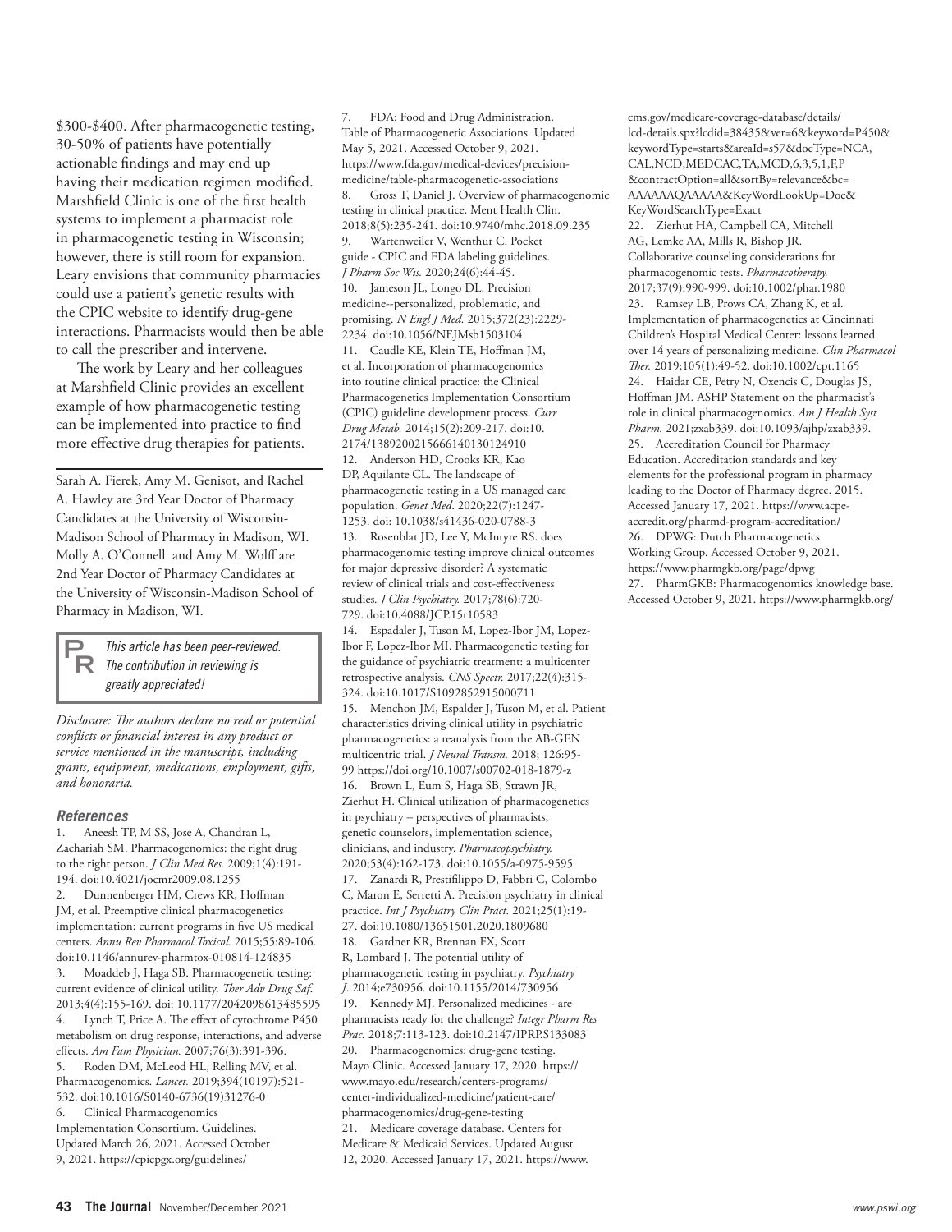$300-$400. After pharmacogenetic testing, 30-50% of patients have potentially actionable findings and may end up having their medication regimen modified. Marshfield Clinic is one of the first health systems to implement a pharmacist role in pharmacogenetic testing in Wisconsin; however, there is still room for expansion. Leary envisions that community pharmacies could use a patient's genetic results with the CPIC website to identify drug-gene interactions. Pharmacists would then be able to call the prescriber and intervene.

The work by Leary and her colleagues at Marshfield Clinic provides an excellent example of how pharmacogenetic testing can be implemented into practice to find more effective drug therapies for patients.

Sarah A. Fierek, Amy M. Genisot, and Rachel A. Hawley are 3rd Year Doctor of Pharmacy Candidates at the University of Wisconsin-Madison School of Pharmacy in Madison, WI. Molly A. O'Connell and Amy M. Wolff are 2nd Year Doctor of Pharmacy Candidates at the University of Wisconsin-Madison School of Pharmacy in Madison, WI.

*This article has been peer-reviewed. The contribution in reviewing is greatly appreciated!*

*Disclosure: The authors declare no real or potential conflicts or financial interest in any product or service mentioned in the manuscript, including grants, equipment, medications, employment, gifts, and honoraria.*

## References

1. Aneesh TP, M SS, Jose A, Chandran L, Zachariah SM. Pharmacogenomics: the right drug to the right person. *J Clin Med Res.* 2009;1(4):191-194. doi:10.4021/jocmr2009.08.1255
2. Dunnenberger HM, Crews KR, Hoffman JM, et al. Preemptive clinical pharmacogenetics implementation: current programs in five US medical centers. *Annu Rev Pharmacol Toxicol.* 2015;55:89-106. doi:10.1146/annurev-pharmtox-010814-124835
3. Moaddeb J, Haga SB. Pharmacogenetic testing: current evidence of clinical utility. *Ther Adv Drug Saf.* 2013;4(4):155-169. doi: 10.1177/2042098613485595
4. Lynch T, Price A. The effect of cytochrome P450 metabolism on drug response, interactions, and adverse effects. *Am Fam Physician.* 2007;76(3):391-396.
5. Roden DM, McLeod HL, Relling MV, et al. Pharmacogenomics. *Lancet.* 2019;394(10197):521-532. doi:10.1016/S0140-6736(19)31276-0
6. Clinical Pharmacogenomics Implementation Consortium. Guidelines. Updated March 26, 2021. Accessed October 9, 2021. https://cpicpgx.org/guidelines/
7. FDA: Food and Drug Administration. Table of Pharmacogenetic Associations. Updated May 5, 2021. Accessed October 9, 2021. https://www.fda.gov/medical-devices/precision-medicine/table-pharmacogenetic-associations
8. Gross T, Daniel J. Overview of pharmacogenomic testing in clinical practice. Ment Health Clin. 2018;8(5):235-241. doi:10.9740/mhc.2018.09.235
9. Wartenweiler V, Wenthur C. Pocket guide - CPIC and FDA labeling guidelines. *J Pharm Soc Wis.* 2020;24(6):44-45.
10. Jameson JL, Longo DL. Precision medicine--personalized, problematic, and promising. *N Engl J Med.* 2015;372(23):2229-2234. doi:10.1056/NEJMsb1503104
11. Caudle KE, Klein TE, Hoffman JM, et al. Incorporation of pharmacogenomics into routine clinical practice: the Clinical Pharmacogenetics Implementation Consortium (CPIC) guideline development process. *Curr Drug Metab.* 2014;15(2):209-217. doi:10.2174/1389200215666140130124910
12. Anderson HD, Crooks KR, Kao DP, Aquilante CL. The landscape of pharmacogenetic testing in a US managed care population. *Genet Med*. 2020;22(7):1247-1253. doi: 10.1038/s41436-020-0788-3
13. Rosenblat JD, Lee Y, McIntyre RS. does pharmacogenomic testing improve clinical outcomes for major depressive disorder? A systematic review of clinical trials and cost-effectiveness studies. *J Clin Psychiatry.* 2017;78(6):720-729. doi:10.4088/JCP.15r10583
14. Espadaler J, Tuson M, Lopez-Ibor JM, Lopez-Ibor F, Lopez-Ibor MI. Pharmacogenetic testing for the guidance of psychiatric treatment: a multicenter retrospective analysis. *CNS Spectr.* 2017;22(4):315-324. doi:10.1017/S1092852915000711
15. Menchon JM, Espalder J, Tuson M, et al. Patient characteristics driving clinical utility in psychiatric pharmacogenetics: a reanalysis from the AB-GEN multicentric trial. *J Neural Transm.* 2018; 126:95-99 https://doi.org/10.1007/s00702-018-1879-z
16. Brown L, Eum S, Haga SB, Strawn JR, Zierhut H. Clinical utilization of pharmacogenetics in psychiatry – perspectives of pharmacists, genetic counselors, implementation science, clinicians, and industry. *Pharmacopsychiatry.* 2020;53(4):162-173. doi:10.1055/a-0975-9595
17. Zanardi R, Prestifilippo D, Fabbri C, Colombo C, Maron E, Serretti A. Precision psychiatry in clinical practice. *Int J Psychiatry Clin Pract.* 2021;25(1):19-27. doi:10.1080/13651501.2020.1809680
18. Gardner KR, Brennan FX, Scott R, Lombard J. The potential utility of pharmacogenetic testing in psychiatry. *Psychiatry J*. 2014;e730956. doi:10.1155/2014/730956
19. Kennedy MJ. Personalized medicines - are pharmacists ready for the challenge? *Integr Pharm Res Prac.* 2018;7:113-123. doi:10.2147/IPRP.S133083
20. Pharmacogenomics: drug-gene testing. Mayo Clinic. Accessed January 17, 2020. https://www.mayo.edu/research/centers-programs/center-individualized-medicine/patient-care/pharmacogenomics/drug-gene-testing
21. Medicare coverage database. Centers for Medicare & Medicaid Services. Updated August 12, 2020. Accessed January 17, 2021. https://www.cms.gov/medicare-coverage-database/details/lcd-details.aspx?lcdid=38435&ver=6&keyword=P450&keywordType=starts&areaId=s57&docType=NCA,CAL,NCD,MEDCAC,TA,MCD,6,3,5,1,F,P&contractOption=all&sortBy=relevance&bc=AAAAAAQAAAAA&KeyWordLookUp=Doc&KeyWordSearchType=Exact
22. Zierhut HA, Campbell CA, Mitchell AG, Lemke AA, Mills R, Bishop JR. Collaborative counseling considerations for pharmacogenomic tests. *Pharmacotherapy.* 2017;37(9):990-999. doi:10.1002/phar.1980
23. Ramsey LB, Prows CA, Zhang K, et al. Implementation of pharmacogenetics at Cincinnati Children's Hospital Medical Center: lessons learned over 14 years of personalizing medicine. *Clin Pharmacol Ther.* 2019;105(1):49-52. doi:10.1002/cpt.1165
24. Haidar CE, Petry N, Oxencis C, Douglas JS, Hoffman JM. ASHP Statement on the pharmacist's role in clinical pharmacogenomics. *Am J Health Syst Pharm.* 2021;zxab339. doi:10.1093/ajhp/zxab339.
25. Accreditation Council for Pharmacy Education. Accreditation standards and key elements for the professional program in pharmacy leading to the Doctor of Pharmacy degree. 2015. Accessed January 17, 2021. https://www.acpe-accredit.org/pharmd-program-accreditation/
26. DPWG: Dutch Pharmacogenetics Working Group. Accessed October 9, 2021. https://www.pharmgkb.org/page/dpwg
27. PharmGKB: Pharmacogenomics knowledge base. Accessed October 9, 2021. https://www.pharmgkb.org/